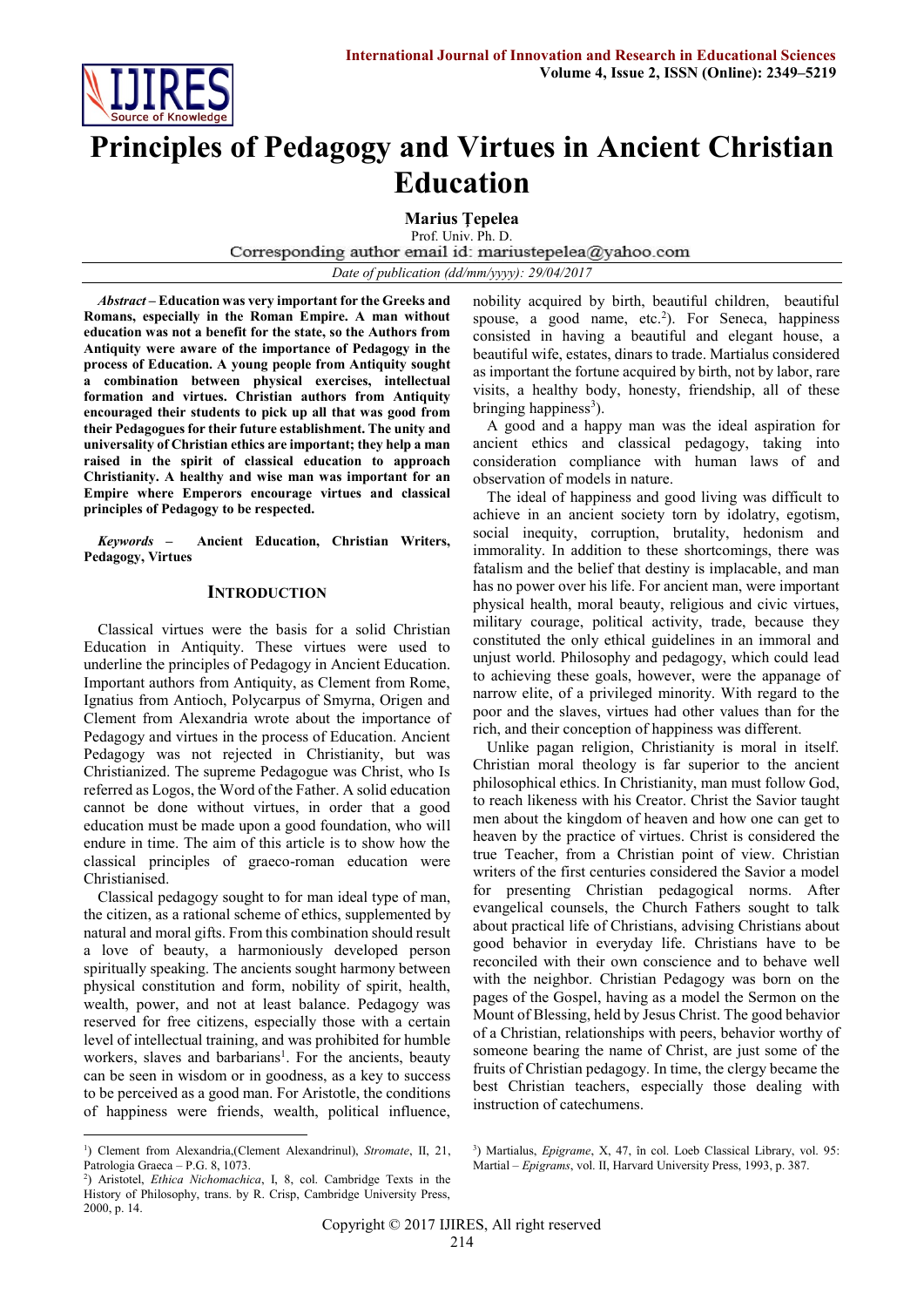# Principles of Pedagogy and Virtues in Ancient Christian Education

**Marius Ţepelea**

Prof. Univ. Ph. D.

Corresponding author email id: mariustepelea@yahoo.com

*Date of publication (dd/mm/yyyy): 29/04/2017*

***Abstract* – Education was very important for the Greeks and Romans, especially in the Roman Empire. A man without education was not a benefit for the state, so the Authors from Antiquity were aware of the importance of Pedagogy in the process of Education. A young people from Antiquity sought a combination between physical exercises, intellectual formation and virtues. Christian authors from Antiquity encouraged their students to pick up all that was good from their Pedagogues for their future establishment. The unity and universality of Christian ethics are important; they help a man raised in the spirit of classical education to approach Christianity. A healthy and wise man was important for an Empire where Emperors encourage virtues and classical principles of Pedagogy to be respected.**

***Keywords* – Ancient Education, Christian Writers, Pedagogy, Virtues**

## Introduction

Classical virtues were the basis for a solid Christian Education in Antiquity. These virtues were used to underline the principles of Pedagogy in Ancient Education. Important authors from Antiquity, as Clement from Rome, Ignatius from Antioch, Polycarpus of Smyrna, Origen and Clement from Alexandria wrote about the importance of Pedagogy and virtues in the process of Education. Ancient Pedagogy was not rejected in Christianity, but was Christianized. The supreme Pedagogue was Christ, who Is referred as Logos, the Word of the Father. A solid education cannot be done without virtues, in order that a good education must be made upon a good foundation, who will endure in time. The aim of this article is to show how the classical principles of graeco-roman education were Christianised.

Classical pedagogy sought to for man ideal type of man, the citizen, as a rational scheme of ethics, supplemented by natural and moral gifts. From this combination should result a love of beauty, a harmoniously developed person spiritually speaking. The ancients sought harmony between physical constitution and form, nobility of spirit, health, wealth, power, and not at least balance. Pedagogy was reserved for free citizens, especially those with a certain level of intellectual training, and was prohibited for humble workers, slaves and barbarians[1]. For the ancients, beauty can be seen in wisdom or in goodness, as a key to success to be perceived as a good man. For Aristotle, the conditions of happiness were friends, wealth, political influence, nobility acquired by birth, beautiful children, beautiful spouse, a good name, etc.[2]). For Seneca, happiness consisted in having a beautiful and elegant house, a beautiful wife, estates, dinars to trade. Martialus considered as important the fortune acquired by birth, not by labor, rare visits, a healthy body, honesty, friendship, all of these bringing happiness[3]).

A good and a happy man was the ideal aspiration for ancient ethics and classical pedagogy, taking into consideration compliance with human laws of and observation of models in nature.

The ideal of happiness and good living was difficult to achieve in an ancient society torn by idolatry, egotism, social inequity, corruption, brutality, hedonism and immorality. In addition to these shortcomings, there was fatalism and the belief that destiny is implacable, and man has no power over his life. For ancient man, were important physical health, moral beauty, religious and civic virtues, military courage, political activity, trade, because they constituted the only ethical guidelines in an immoral and unjust world. Philosophy and pedagogy, which could lead to achieving these goals, however, were the appanage of narrow elite, of a privileged minority. With regard to the poor and the slaves, virtues had other values than for the rich, and their conception of happiness was different.

Unlike pagan religion, Christianity is moral in itself. Christian moral theology is far superior to the ancient philosophical ethics. In Christianity, man must follow God, to reach likeness with his Creator. Christ the Savior taught men about the kingdom of heaven and how one can get to heaven by the practice of virtues. Christ is considered the true Teacher, from a Christian point of view. Christian writers of the first centuries considered the Savior a model for presenting Christian pedagogical norms. After evangelical counsels, the Church Fathers sought to talk about practical life of Christians, advising Christians about good behavior in everyday life. Christians have to be reconciled with their own conscience and to behave well with the neighbor. Christian Pedagogy was born on the pages of the Gospel, having as a model the Sermon on the Mount of Blessing, held by Jesus Christ. The good behavior of a Christian, relationships with peers, behavior worthy of someone bearing the name of Christ, are just some of the fruits of Christian pedagogy. In time, the clergy became the best Christian teachers, especially those dealing with instruction of catechumens.

---

[1]) Clement from Alexandria,(Clement Alexandrinul), *Stromate*, II, 21, Patrologia Graeca – P.G. 8, 1073.

[2]) Aristotel, *Ethica Nichomachica*, I, 8, col. Cambridge Texts in the History of Philosophy, trans. by R. Crisp, Cambridge University Press, 2000, p. 14.

[3]) Martialus, *Epigrame*, X, 47, în col. Loeb Classical Library, vol. 95: Martial – *Epigrams*, vol. II, Harvard University Press, 1993, p. 387.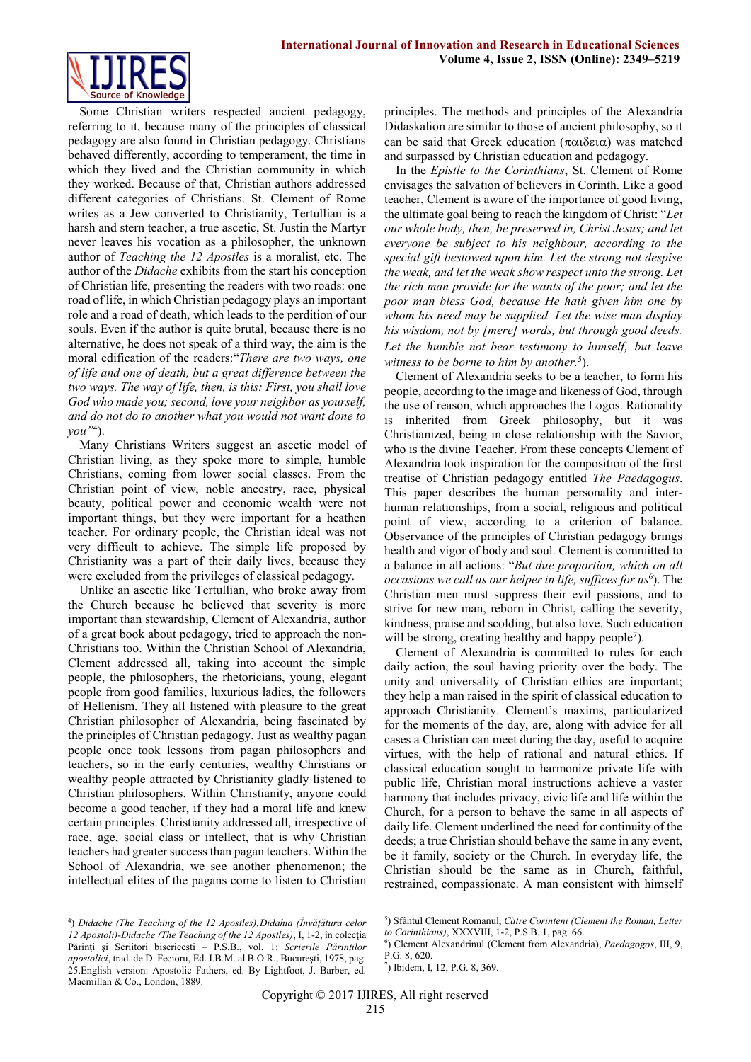Some Christian writers respected ancient pedagogy, referring to it, because many of the principles of classical pedagogy are also found in Christian pedagogy. Christians behaved differently, according to temperament, the time in which they lived and the Christian community in which they worked. Because of that, Christian authors addressed different categories of Christians. St. Clement of Rome writes as a Jew converted to Christianity, Tertullian is a harsh and stern teacher, a true ascetic, St. Justin the Martyr never leaves his vocation as a philosopher, the unknown author of *Teaching the 12 Apostles* is a moralist, etc. The author of the *Didache* exhibits from the start his conception of Christian life, presenting the readers with two roads: one road of life, in which Christian pedagogy plays an important role and a road of death, which leads to the perdition of our souls. Even if the author is quite brutal, because there is no alternative, he does not speak of a third way, the aim is the moral edification of the readers:"*There are two ways, one of life and one of death, but a great difference between the two ways. The way of life, then, is this: First, you shall love God who made you; second, love your neighbor as yourself, and do not do to another what you would not want done to you"*[4]).

Many Christians Writers suggest an ascetic model of Christian living, as they spoke more to simple, humble Christians, coming from lower social classes. From the Christian point of view, noble ancestry, race, physical beauty, political power and economic wealth were not important things, but they were important for a heathen teacher. For ordinary people, the Christian ideal was not very difficult to achieve. The simple life proposed by Christianity was a part of their daily lives, because they were excluded from the privileges of classical pedagogy.

Unlike an ascetic like Tertullian, who broke away from the Church because he believed that severity is more important than stewardship, Clement of Alexandria, author of a great book about pedagogy, tried to approach the non-Christians too. Within the Christian School of Alexandria, Clement addressed all, taking into account the simple people, the philosophers, the rhetoricians, young, elegant people from good families, luxurious ladies, the followers of Hellenism. They all listened with pleasure to the great Christian philosopher of Alexandria, being fascinated by the principles of Christian pedagogy. Just as wealthy pagan people once took lessons from pagan philosophers and teachers, so in the early centuries, wealthy Christians or wealthy people attracted by Christianity gladly listened to Christian philosophers. Within Christianity, anyone could become a good teacher, if they had a moral life and knew certain principles. Christianity addressed all, irrespective of race, age, social class or intellect, that is why Christian teachers had greater success than pagan teachers. Within the School of Alexandria, we see another phenomenon; the intellectual elites of the pagans come to listen to Christian principles. The methods and principles of the Alexandria Didaskalion are similar to those of ancient philosophy, so it can be said that Greek education (παιδεια) was matched and surpassed by Christian education and pedagogy.

In the *Epistle to the Corinthians*, St. Clement of Rome envisages the salvation of believers in Corinth. Like a good teacher, Clement is aware of the importance of good living, the ultimate goal being to reach the kingdom of Christ: "*Let our whole body, then, be preserved in, Christ Jesus; and let everyone be subject to his neighbour, according to the special gift bestowed upon him. Let the strong not despise the weak, and let the weak show respect unto the strong. Let the rich man provide for the wants of the poor; and let the poor man bless God, because He hath given him one by whom his need may be supplied. Let the wise man display his wisdom, not by [mere] words, but through good deeds. Let the humble not bear testimony to himself, but leave witness to be borne to him by another.*[5]).

Clement of Alexandria seeks to be a teacher, to form his people, according to the image and likeness of God, through the use of reason, which approaches the Logos. Rationality is inherited from Greek philosophy, but it was Christianized, being in close relationship with the Savior, who is the divine Teacher. From these concepts Clement of Alexandria took inspiration for the composition of the first treatise of Christian pedagogy entitled *The Paedagogus*. This paper describes the human personality and inter-human relationships, from a social, religious and political point of view, according to a criterion of balance. Observance of the principles of Christian pedagogy brings health and vigor of body and soul. Clement is committed to a balance in all actions: "*But due proportion, which on all occasions we call as our helper in life, suffices for us*[6]). The Christian men must suppress their evil passions, and to strive for new man, reborn in Christ, calling the severity, kindness, praise and scolding, but also love. Such education will be strong, creating healthy and happy people[7]).

Clement of Alexandria is committed to rules for each daily action, the soul having priority over the body. The unity and universality of Christian ethics are important; they help a man raised in the spirit of classical education to approach Christianity. Clement's maxims, particularized for the moments of the day, are, along with advice for all cases a Christian can meet during the day, useful to acquire virtues, with the help of rational and natural ethics. If classical education sought to harmonize private life with public life, Christian moral instructions achieve a vaster harmony that includes privacy, civic life and life within the Church, for a person to behave the same in all aspects of daily life. Clement underlined the need for continuity of the deeds; a true Christian should behave the same in any event, be it family, society or the Church. In everyday life, the Christian should be the same as in Church, faithful, restrained, compassionate. A man consistent with himself

---

[4]) *Didache (The Teaching of the 12 Apostles),Didahia (Învăţătura celor 12 Apostoli)-Didache (The Teaching of the 12 Apostles)*, I, 1-2, în colecţia Părinţi şi Scriitori bisericeşti – P.S.B., vol. 1: *Scrierile Părinţilor apostolici*, trad. de D. Fecioru, Ed. I.B.M. al B.O.R., Bucureşti, 1978, pag. 25.English version: Apostolic Fathers, ed. By Lightfoot, J. Barber, ed. Macmillan & Co., London, 1889.

[5]) Sfântul Clement Romanul, *Către Corinteni (Clement the Roman, Letter to Corinthians)*, XXXVIII, 1-2, P.S.B. 1, pag. 66.

[6]) Clement Alexandrinul (Clement from Alexandria), *Paedagogos*, III, 9, P.G. 8, 620.

[7]) Ibidem, I, 12, P.G. 8, 369.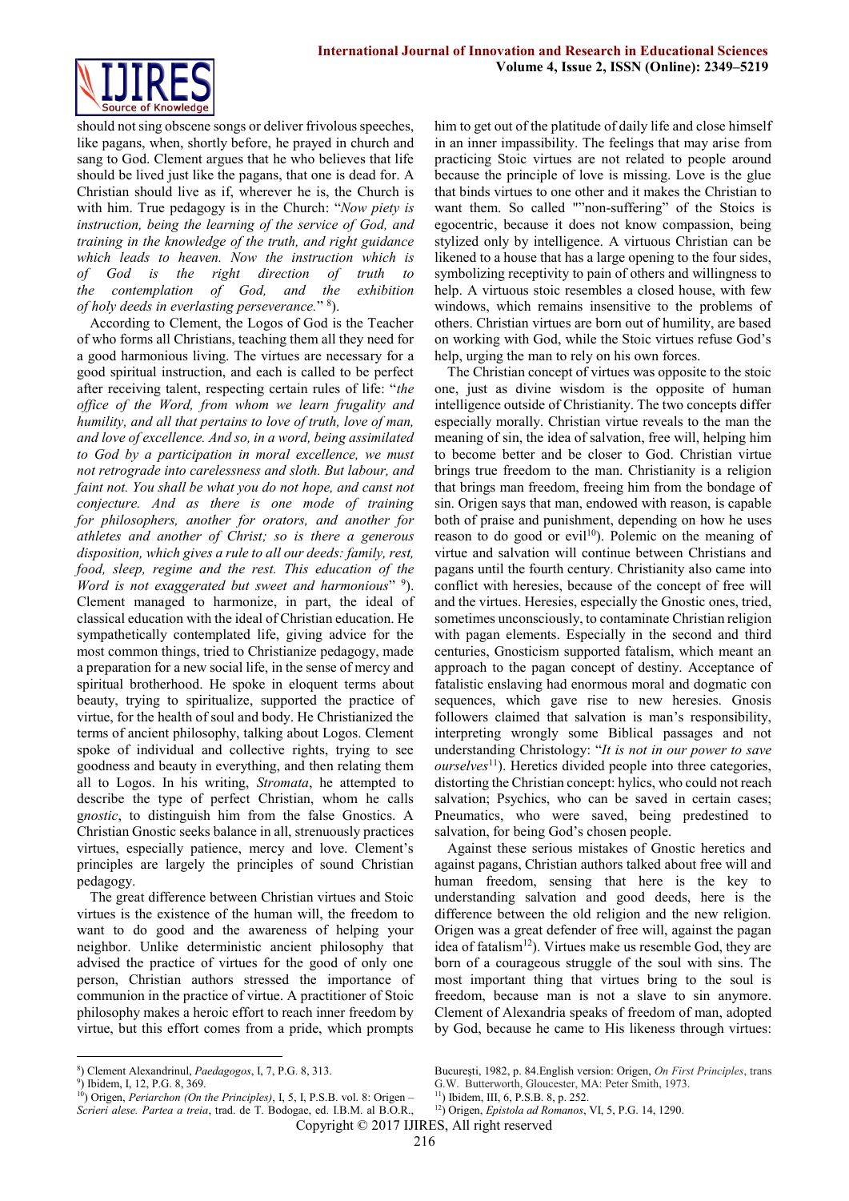should not sing obscene songs or deliver frivolous speeches, like pagans, when, shortly before, he prayed in church and sang to God. Clement argues that he who believes that life should be lived just like the pagans, that one is dead for. A Christian should live as if, wherever he is, the Church is with him. True pedagogy is in the Church: "*Now piety is instruction, being the learning of the service of God, and training in the knowledge of the truth, and right guidance which leads to heaven. Now the instruction which is of God is the right direction of truth to the contemplation of God, and the exhibition of holy deeds in everlasting perseverance.*" [8]).

According to Clement, the Logos of God is the Teacher of who forms all Christians, teaching them all they need for a good harmonious living. The virtues are necessary for a good spiritual instruction, and each is called to be perfect after receiving talent, respecting certain rules of life: "*the office of the Word, from whom we learn frugality and humility, and all that pertains to love of truth, love of man, and love of excellence. And so, in a word, being assimilated to God by a participation in moral excellence, we must not retrograde into carelessness and sloth. But labour, and faint not. You shall be what you do not hope, and canst not conjecture. And as there is one mode of training for philosophers, another for orators, and another for athletes and another of Christ; so is there a generous disposition, which gives a rule to all our deeds: family, rest, food, sleep, regime and the rest. This education of the Word is not exaggerated but sweet and harmonious*" [9]). Clement managed to harmonize, in part, the ideal of classical education with the ideal of Christian education. He sympathetically contemplated life, giving advice for the most common things, tried to Christianize pedagogy, made a preparation for a new social life, in the sense of mercy and spiritual brotherhood. He spoke in eloquent terms about beauty, trying to spiritualize, supported the practice of virtue, for the health of soul and body. He Christianized the terms of ancient philosophy, talking about Logos. Clement spoke of individual and collective rights, trying to see goodness and beauty in everything, and then relating them all to Logos. In his writing, *Stromata*, he attempted to describe the type of perfect Christian, whom he calls g*nostic*, to distinguish him from the false Gnostics. A Christian Gnostic seeks balance in all, strenuously practices virtues, especially patience, mercy and love. Clement's principles are largely the principles of sound Christian pedagogy.

The great difference between Christian virtues and Stoic virtues is the existence of the human will, the freedom to want to do good and the awareness of helping your neighbor. Unlike deterministic ancient philosophy that advised the practice of virtues for the good of only one person, Christian authors stressed the importance of communion in the practice of virtue. A practitioner of Stoic philosophy makes a heroic effort to reach inner freedom by virtue, but this effort comes from a pride, which prompts him to get out of the platitude of daily life and close himself in an inner impassibility. The feelings that may arise from practicing Stoic virtues are not related to people around because the principle of love is missing. Love is the glue that binds virtues to one other and it makes the Christian to want them. So called ""non-suffering" of the Stoics is egocentric, because it does not know compassion, being stylized only by intelligence. A virtuous Christian can be likened to a house that has a large opening to the four sides, symbolizing receptivity to pain of others and willingness to help. A virtuous stoic resembles a closed house, with few windows, which remains insensitive to the problems of others. Christian virtues are born out of humility, are based on working with God, while the Stoic virtues refuse God's help, urging the man to rely on his own forces.

The Christian concept of virtues was opposite to the stoic one, just as divine wisdom is the opposite of human intelligence outside of Christianity. The two concepts differ especially morally. Christian virtue reveals to the man the meaning of sin, the idea of salvation, free will, helping him to become better and be closer to God. Christian virtue brings true freedom to the man. Christianity is a religion that brings man freedom, freeing him from the bondage of sin. Origen says that man, endowed with reason, is capable both of praise and punishment, depending on how he uses reason to do good or evil[10]). Polemic on the meaning of virtue and salvation will continue between Christians and pagans until the fourth century. Christianity also came into conflict with heresies, because of the concept of free will and the virtues. Heresies, especially the Gnostic ones, tried, sometimes unconsciously, to contaminate Christian religion with pagan elements. Especially in the second and third centuries, Gnosticism supported fatalism, which meant an approach to the pagan concept of destiny. Acceptance of fatalistic enslaving had enormous moral and dogmatic con sequences, which gave rise to new heresies. Gnosis followers claimed that salvation is man's responsibility, interpreting wrongly some Biblical passages and not understanding Christology: "*It is not in our power to save ourselves*[11]). Heretics divided people into three categories, distorting the Christian concept: hylics, who could not reach salvation; Psychics, who can be saved in certain cases; Pneumatics, who were saved, being predestined to salvation, for being God's chosen people.

Against these serious mistakes of Gnostic heretics and against pagans, Christian authors talked about free will and human freedom, sensing that here is the key to understanding salvation and good deeds, here is the difference between the old religion and the new religion. Origen was a great defender of free will, against the pagan idea of fatalism[12]). Virtues make us resemble God, they are born of a courageous struggle of the soul with sins. The most important thing that virtues bring to the soul is freedom, because man is not a slave to sin anymore. Clement of Alexandria speaks of freedom of man, adopted by God, because he came to His likeness through virtues:

---

[8]) Clement Alexandrinul, *Paedagogos*, I, 7, P.G. 8, 313.
[9]) Ibidem, I, 12, P.G. 8, 369.
[10]) Origen, *Periarchon (On the Principles)*, I, 5, I, P.S.B. vol. 8: Origen – *Scrieri alese. Partea a treia*, trad. de T. Bodogae, ed. I.B.M. al B.O.R., București, 1982, p. 84.English version: Origen, *On First Principles*, trans G.W. Butterworth, Gloucester, MA: Peter Smith, 1973.
[11]) Ibidem, III, 6, P.S.B. 8, p. 252.
[12]) Origen, *Epistola ad Romanos*, VI, 5, P.G. 14, 1290.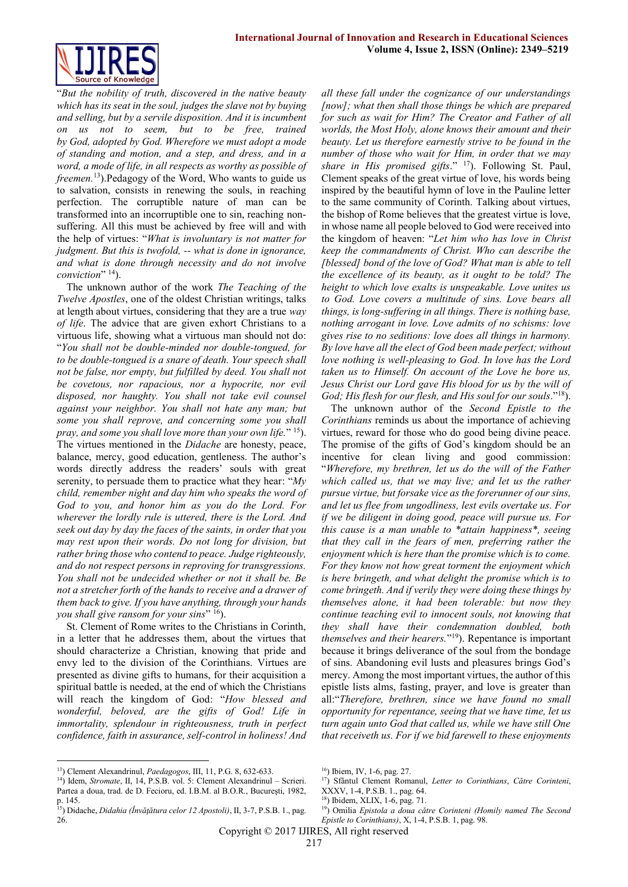"*But the nobility of truth, discovered in the native beauty which has its seat in the soul, judges the slave not by buying and selling, but by a servile disposition. And it is incumbent on us not to seem, but to be free, trained by God, adopted by God. Wherefore we must adopt a mode of standing and motion, and a step, and dress, and in a word, a mode of life, in all respects as worthy as possible of freemen.*[13]).Pedagogy of the Word, Who wants to guide us to salvation, consists in renewing the souls, in reaching perfection. The corruptible nature of man can be transformed into an incorruptible one to sin, reaching non-suffering. All this must be achieved by free will and with the help of virtues: "*What is involuntary is not matter for judgment. But this is twofold, -- what is done in ignorance, and what is done through necessity and do not involve conviction*" [14]).

The unknown author of the work *The Teaching of the Twelve Apostles*, one of the oldest Christian writings, talks at length about virtues, considering that they are a true *way of life*. The advice that are given exhort Christians to a virtuous life, showing what a virtuous man should not do: "*You shall not be double-minded nor double-tongued, for to be double-tongued is a snare of death. Your speech shall not be false, nor empty, but fulfilled by deed. You shall not be covetous, nor rapacious, nor a hypocrite, nor evil disposed, nor haughty. You shall not take evil counsel against your neighbor. You shall not hate any man; but some you shall reprove, and concerning some you shall pray, and some you shall love more than your own life.*" [15]). The virtues mentioned in the *Didache* are honesty, peace, balance, mercy, good education, gentleness. The author's words directly address the readers' souls with great serenity, to persuade them to practice what they hear: "*My child, remember night and day him who speaks the word of God to you, and honor him as you do the Lord. For wherever the lordly rule is uttered, there is the Lord. And seek out day by day the faces of the saints, in order that you may rest upon their words. Do not long for division, but rather bring those who contend to peace. Judge righteously, and do not respect persons in reproving for transgressions. You shall not be undecided whether or not it shall be. Be not a stretcher forth of the hands to receive and a drawer of them back to give. If you have anything, through your hands you shall give ransom for your sins*" [16]).

St. Clement of Rome writes to the Christians in Corinth, in a letter that he addresses them, about the virtues that should characterize a Christian, knowing that pride and envy led to the division of the Corinthians. Virtues are presented as divine gifts to humans, for their acquisition a spiritual battle is needed, at the end of which the Christians will reach the kingdom of God: "*How blessed and wonderful, beloved, are the gifts of God! Life in immortality, splendour in righteousness, truth in perfect confidence, faith in assurance, self-control in holiness! And all these fall under the cognizance of our understandings [now]; what then shall those things be which are prepared for such as wait for Him? The Creator and Father of all worlds, the Most Holy, alone knows their amount and their beauty. Let us therefore earnestly strive to be found in the number of those who wait for Him, in order that we may share in His promised gifts*." [17]). Following St. Paul, Clement speaks of the great virtue of love, his words being inspired by the beautiful hymn of love in the Pauline letter to the same community of Corinth. Talking about virtues, the bishop of Rome believes that the greatest virtue is love, in whose name all people beloved to God were received into the kingdom of heaven: "*Let him who has love in Christ keep the commandments of Christ. Who can describe the [blessed] bond of the love of God? What man is able to tell the excellence of its beauty, as it ought to be told? The height to which love exalts is unspeakable. Love unites us to God. Love covers a multitude of sins. Love bears all things, is long-suffering in all things. There is nothing base, nothing arrogant in love. Love admits of no schisms: love gives rise to no seditions: love does all things in harmony. By love have all the elect of God been made perfect; without love nothing is well-pleasing to God. In love has the Lord taken us to Himself. On account of the Love he bore us, Jesus Christ our Lord gave His blood for us by the will of God; His flesh for our flesh, and His soul for our souls*."[18]).

The unknown author of the *Second Epistle to the Corinthians* reminds us about the importance of achieving virtues, reward for those who do good being divine peace. The promise of the gifts of God's kingdom should be an incentive for clean living and good commission: "*Wherefore, my brethren, let us do the will of the Father which called us, that we may live; and let us the rather pursue virtue, but forsake vice as the forerunner of our sins, and let us flee from ungodliness, lest evils overtake us. For if we be diligent in doing good, peace will pursue us. For this cause is a man unable to *attain happiness*, seeing that they call in the fears of men, preferring rather the enjoyment which is here than the promise which is to come. For they know not how great torment the enjoyment which is here bringeth, and what delight the promise which is to come bringeth. And if verily they were doing these things by themselves alone, it had been tolerable: but now they continue teaching evil to innocent souls, not knowing that they shall have their condemnation doubled, both themselves and their hearers.*"[19]). Repentance is important because it brings deliverance of the soul from the bondage of sins. Abandoning evil lusts and pleasures brings God's mercy. Among the most important virtues, the author of this epistle lists alms, fasting, prayer, and love is greater than all:"*Therefore, brethren, since we have found no small opportunity for repentance, seeing that we have time, let us turn again unto God that called us, while we have still One that receiveth us. For if we bid farewell to these enjoyments*

---

[13]) Clement Alexandrinul, *Paedagogos*, III, 11, P.G. 8, 632-633.

[14]) Idem, *Stromate*, II, 14, P.S.B. vol. 5: Clement Alexandrinul – Scrieri. Partea a doua, trad. de D. Fecioru, ed. I.B.M. al B.O.R., București, 1982, p. 145.

[15]) Didache, *Didahia (Învățătura celor 12 Apostoli)*, II, 3-7, P.S.B. 1., pag. 26.

[16]) Ibiem, IV, 1-6, pag. 27.

[17]) Sfântul Clement Romanul, *Letter to Corinthians*, *Către Corinteni*, XXXV, 1-4, P.S.B. 1., pag. 64.

[18]) Ibidem, XLIX, 1-6, pag. 71.

[19]) Omilia *Epistola a doua către Corinteni (Homily named The Second Epistle to Corinthians)*, X, 1-4, P.S.B. 1, pag. 98.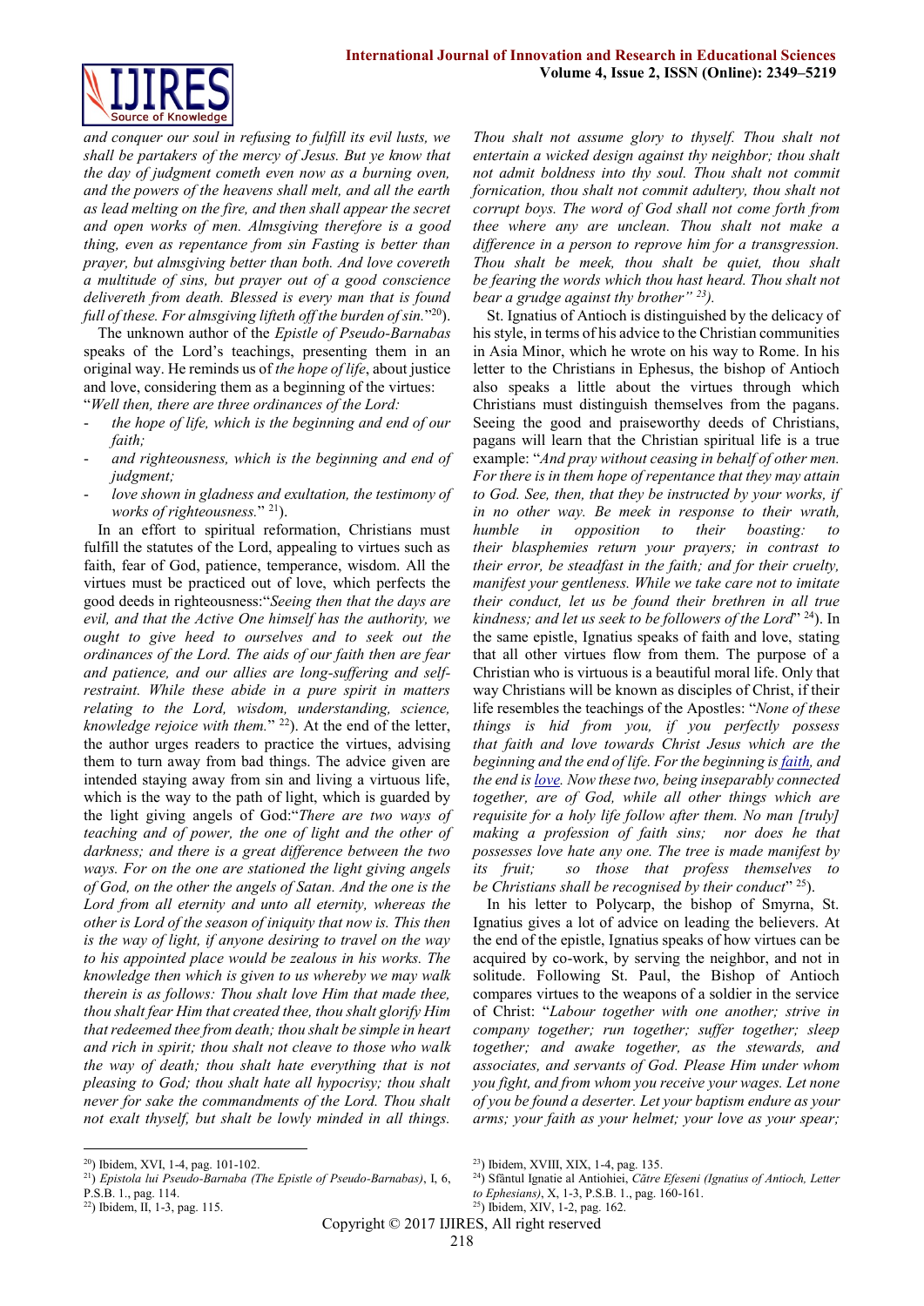*and conquer our soul in refusing to fulfill its evil lusts, we shall be partakers of the mercy of Jesus. But ye know that the day of judgment cometh even now as a burning oven, and the powers of the heavens shall melt, and all the earth as lead melting on the fire, and then shall appear the secret and open works of men. Almsgiving therefore is a good thing, even as repentance from sin Fasting is better than prayer, but almsgiving better than both. And love covereth a multitude of sins, but prayer out of a good conscience delivereth from death. Blessed is every man that is found full of these. For almsgiving lifteth off the burden of sin.*"[20]).

The unknown author of the *Epistle of Pseudo-Barnabas* speaks of the Lord's teachings, presenting them in an original way. He reminds us of *the hope of life*, about justice and love, considering them as a beginning of the virtues: "*Well then, there are three ordinances of the Lord:*

- *the hope of life, which is the beginning and end of our faith;*
- *and righteousness, which is the beginning and end of judgment;*
- *love shown in gladness and exultation, the testimony of works of righteousness.*" [21]).

In an effort to spiritual reformation, Christians must fulfill the statutes of the Lord, appealing to virtues such as faith, fear of God, patience, temperance, wisdom. All the virtues must be practiced out of love, which perfects the good deeds in righteousness:"*Seeing then that the days are evil, and that the Active One himself has the authority, we ought to give heed to ourselves and to seek out the ordinances of the Lord. The aids of our faith then are fear and patience, and our allies are long-suffering and self-restraint. While these abide in a pure spirit in matters relating to the Lord, wisdom, understanding, science, knowledge rejoice with them.*" [22]). At the end of the letter, the author urges readers to practice the virtues, advising them to turn away from bad things. The advice given are intended staying away from sin and living a virtuous life, which is the way to the path of light, which is guarded by the light giving angels of God:"*There are two ways of teaching and of power, the one of light and the other of darkness; and there is a great difference between the two ways. For on the one are stationed the light giving angels of God, on the other the angels of Satan. And the one is the Lord from all eternity and unto all eternity, whereas the other is Lord of the season of iniquity that now is. This then is the way of light, if anyone desiring to travel on the way to his appointed place would be zealous in his works. The knowledge then which is given to us whereby we may walk therein is as follows: Thou shalt love Him that made thee, thou shalt fear Him that created thee, thou shalt glorify Him that redeemed thee from death; thou shalt be simple in heart and rich in spirit; thou shalt not cleave to those who walk the way of death; thou shalt hate everything that is not pleasing to God; thou shalt hate all hypocrisy; thou shalt never for sake the commandments of the Lord. Thou shalt not exalt thyself, but shalt be lowly minded in all things. Thou shalt not assume glory to thyself. Thou shalt not entertain a wicked design against thy neighbor; thou shalt not admit boldness into thy soul. Thou shalt not commit fornication, thou shalt not commit adultery, thou shalt not corrupt boys. The word of God shall not come forth from thee where any are unclean. Thou shalt not make a difference in a person to reprove him for a transgression. Thou shalt be meek, thou shalt be quiet, thou shalt be fearing the words which thou hast heard. Thou shalt not bear a grudge against thy brother*" [23]).

St. Ignatius of Antioch is distinguished by the delicacy of his style, in terms of his advice to the Christian communities in Asia Minor, which he wrote on his way to Rome. In his letter to the Christians in Ephesus, the bishop of Antioch also speaks a little about the virtues through which Christians must distinguish themselves from the pagans. Seeing the good and praiseworthy deeds of Christians, pagans will learn that the Christian spiritual life is a true example: "*And pray without ceasing in behalf of other men. For there is in them hope of repentance that they may attain to God. See, then, that they be instructed by your works, if in no other way. Be meek in response to their wrath, humble in opposition to their boasting: to their blasphemies return your prayers; in contrast to their error, be steadfast in the faith; and for their cruelty, manifest your gentleness. While we take care not to imitate their conduct, let us be found their brethren in all true kindness; and let us seek to be followers of the Lord*" [24]). In the same epistle, Ignatius speaks of faith and love, stating that all other virtues flow from them. The purpose of a Christian who is virtuous is a beautiful moral life. Only that way Christians will be known as disciples of Christ, if their life resembles the teachings of the Apostles: "*None of these things is hid from you, if you perfectly possess that faith and love towards Christ Jesus which are the beginning and the end of life. For the beginning is faith, and the end is love. Now these two, being inseparably connected together, are of God, while all other things which are requisite for a holy life follow after them. No man [truly] making a profession of faith sins; nor does he that possesses love hate any one. The tree is made manifest by its fruit; so those that profess themselves to be Christians shall be recognised by their conduct*" [25]).

In his letter to Polycarp, the bishop of Smyrna, St. Ignatius gives a lot of advice on leading the believers. At the end of the epistle, Ignatius speaks of how virtues can be acquired by co-work, by serving the neighbor, and not in solitude. Following St. Paul, the Bishop of Antioch compares virtues to the weapons of a soldier in the service of Christ: "*Labour together with one another; strive in company together; run together; suffer together; sleep together; and awake together, as the stewards, and associates, and servants of God. Please Him under whom you fight, and from whom you receive your wages. Let none of you be found a deserter. Let your baptism endure as your arms; your faith as your helmet; your love as your spear;*

---

[20]) Ibidem, XVI, 1-4, pag. 101-102.

[21]) *Epistola lui Pseudo-Barnaba (The Epistle of Pseudo-Barnabas)*, I, 6, P.S.B. 1., pag. 114.

[22]) Ibidem, II, 1-3, pag. 115.

[23]) Ibidem, XVIII, XIX, 1-4, pag. 135.

[24]) Sfântul Ignatie al Antiohiei, *Către Efeseni (Ignatius of Antioch, Letter to Ephesians)*, X, 1-3, P.S.B. 1., pag. 160-161.

[25]) Ibidem, XIV, 1-2, pag. 162.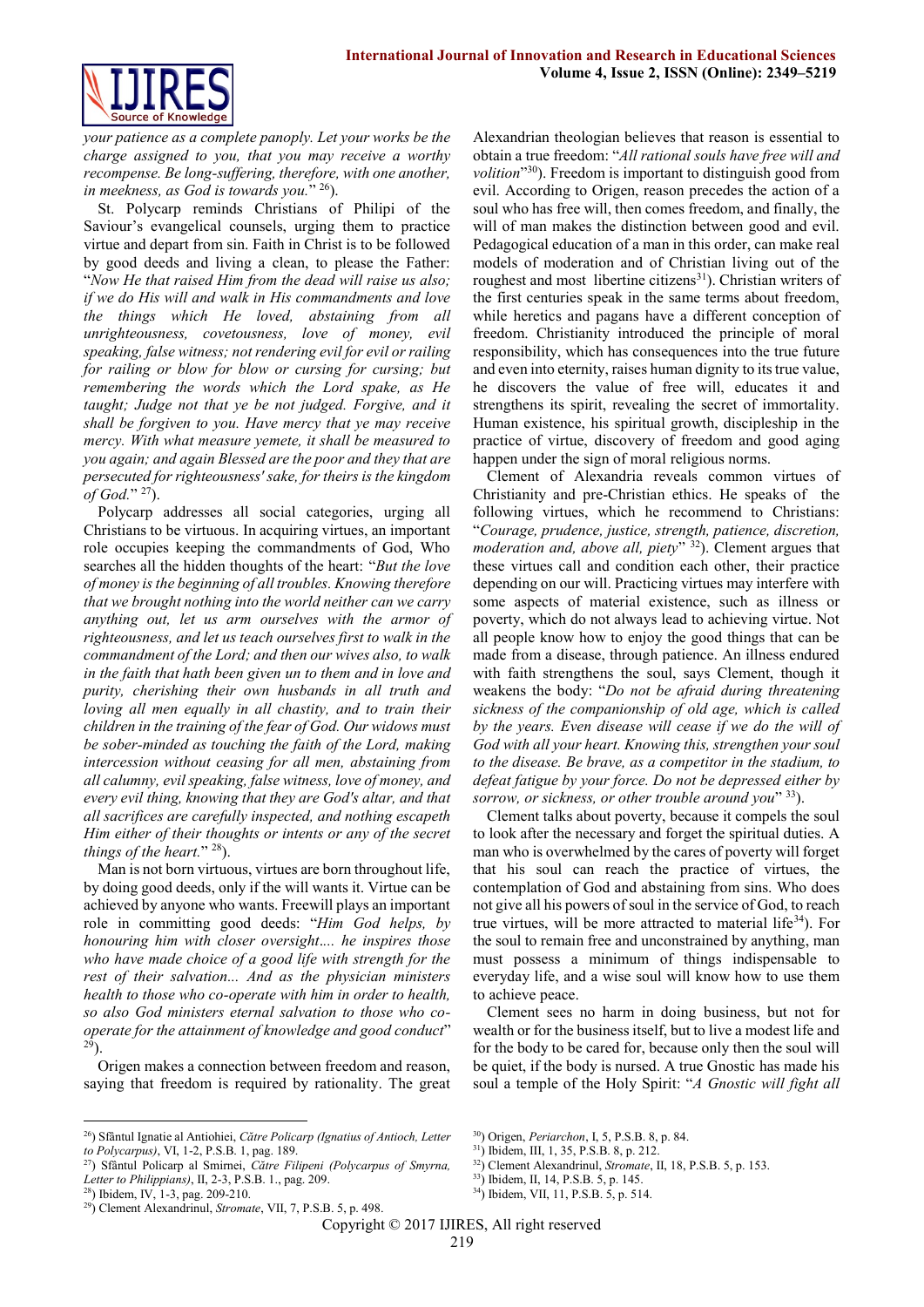*your patience as a complete panoply. Let your works be the charge assigned to you, that you may receive a worthy recompense. Be long-suffering, therefore, with one another, in meekness, as God is towards you.*" [26]).

St. Polycarp reminds Christians of Philipi of the Saviour's evangelical counsels, urging them to practice virtue and depart from sin. Faith in Christ is to be followed by good deeds and living a clean, to please the Father: "*Now He that raised Him from the dead will raise us also; if we do His will and walk in His commandments and love the things which He loved, abstaining from all unrighteousness, covetousness, love of money, evil speaking, false witness; not rendering evil for evil or railing for railing or blow for blow or cursing for cursing; but remembering the words which the Lord spake, as He taught; Judge not that ye be not judged. Forgive, and it shall be forgiven to you. Have mercy that ye may receive mercy. With what measure yemete, it shall be measured to you again; and again Blessed are the poor and they that are persecuted for righteousness' sake, for theirs is the kingdom of God.*" [27]).

Polycarp addresses all social categories, urging all Christians to be virtuous. In acquiring virtues, an important role occupies keeping the commandments of God, Who searches all the hidden thoughts of the heart: "*But the love of money is the beginning of all troubles. Knowing therefore that we brought nothing into the world neither can we carry anything out, let us arm ourselves with the armor of righteousness, and let us teach ourselves first to walk in the commandment of the Lord; and then our wives also, to walk in the faith that hath been given un to them and in love and purity, cherishing their own husbands in all truth and loving all men equally in all chastity, and to train their children in the training of the fear of God. Our widows must be sober-minded as touching the faith of the Lord, making intercession without ceasing for all men, abstaining from all calumny, evil speaking, false witness, love of money, and every evil thing, knowing that they are God's altar, and that all sacrifices are carefully inspected, and nothing escapeth Him either of their thoughts or intents or any of the secret things of the heart.*" [28]).

Man is not born virtuous, virtues are born throughout life, by doing good deeds, only if the will wants it. Virtue can be achieved by anyone who wants. Freewill plays an important role in committing good deeds: "*Him God helps, by honouring him with closer oversight.... he inspires those who have made choice of a good life with strength for the rest of their salvation... And as the physician ministers health to those who co-operate with him in order to health, so also God ministers eternal salvation to those who co-operate for the attainment of knowledge and good conduct*" [29]).

Origen makes a connection between freedom and reason, saying that freedom is required by rationality. The great Alexandrian theologian believes that reason is essential to obtain a true freedom: "*All rational souls have free will and volition*" [30]). Freedom is important to distinguish good from evil. According to Origen, reason precedes the action of a soul who has free will, then comes freedom, and finally, the will of man makes the distinction between good and evil. Pedagogical education of a man in this order, can make real models of moderation and of Christian living out of the roughest and most libertine citizens[31]). Christian writers of the first centuries speak in the same terms about freedom, while heretics and pagans have a different conception of freedom. Christianity introduced the principle of moral responsibility, which has consequences into the true future and even into eternity, raises human dignity to its true value, he discovers the value of free will, educates it and strengthens its spirit, revealing the secret of immortality. Human existence, his spiritual growth, discipleship in the practice of virtue, discovery of freedom and good aging happen under the sign of moral religious norms.

Clement of Alexandria reveals common virtues of Christianity and pre-Christian ethics. He speaks of the following virtues, which he recommend to Christians: "*Courage, prudence, justice, strength, patience, discretion, moderation and, above all, piety*" [32]). Clement argues that these virtues call and condition each other, their practice depending on our will. Practicing virtues may interfere with some aspects of material existence, such as illness or poverty, which do not always lead to achieving virtue. Not all people know how to enjoy the good things that can be made from a disease, through patience. An illness endured with faith strengthens the soul, says Clement, though it weakens the body: "*Do not be afraid during threatening sickness of the companionship of old age, which is called by the years. Even disease will cease if we do the will of God with all your heart. Knowing this, strengthen your soul to the disease. Be brave, as a competitor in the stadium, to defeat fatigue by your force. Do not be depressed either by sorrow, or sickness, or other trouble around you*" [33]).

Clement talks about poverty, because it compels the soul to look after the necessary and forget the spiritual duties. A man who is overwhelmed by the cares of poverty will forget that his soul can reach the practice of virtues, the contemplation of God and abstaining from sins. Who does not give all his powers of soul in the service of God, to reach true virtues, will be more attracted to material life[34]). For the soul to remain free and unconstrained by anything, man must possess a minimum of things indispensable to everyday life, and a wise soul will know how to use them to achieve peace.

Clement sees no harm in doing business, but not for wealth or for the business itself, but to live a modest life and for the body to be cared for, because only then the soul will be quiet, if the body is nursed. A true Gnostic has made his soul a temple of the Holy Spirit: "*A Gnostic will fight all*

---

[26]) Sfântul Ignatie al Antiohiei, *Către Policarp (Ignatius of Antioch, Letter to Polycarpus)*, VI, 1-2, P.S.B. 1, pag. 189.

[27]) Sfântul Policarp al Smirnei, *Către Filipeni (Polycarpus of Smyrna, Letter to Philippians)*, II, 2-3, P.S.B. 1., pag. 209.

[28]) Ibidem, IV, 1-3, pag. 209-210.

[29]) Clement Alexandrinul, *Stromate*, VII, 7, P.S.B. 5, p. 498.

[30]) Origen, *Periarchon*, I, 5, P.S.B. 8, p. 84.

[31]) Ibidem, III, 1, 35, P.S.B. 8, p. 212.

[32]) Clement Alexandrinul, *Stromate*, II, 18, P.S.B. 5, p. 153.

[33]) Ibidem, II, 14, P.S.B. 5, p. 145.

[34]) Ibidem, VII, 11, P.S.B. 5, p. 514.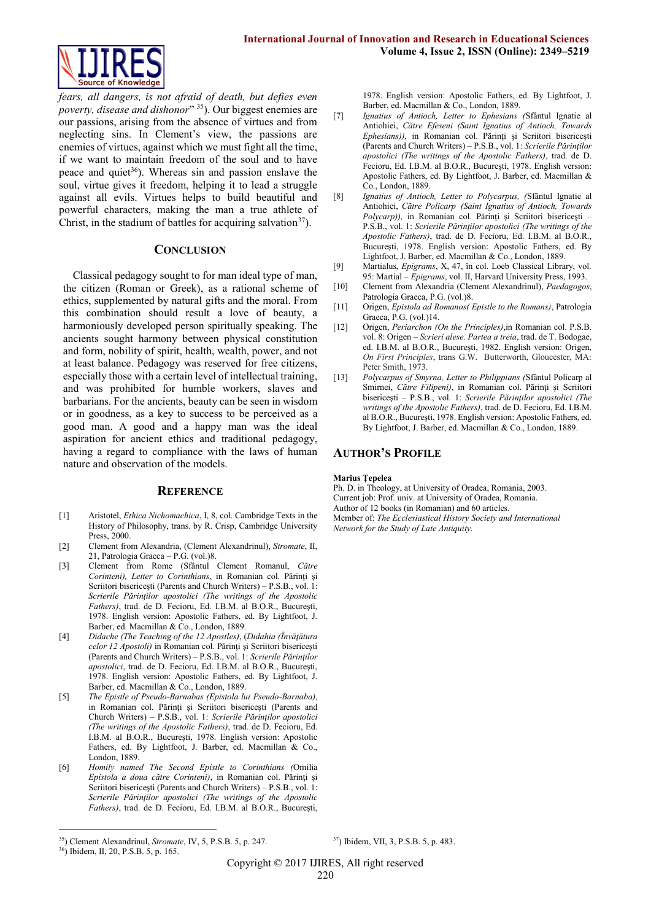*fears, all dangers, is not afraid of death, but defies even poverty, disease and dishonor*" [35]). Our biggest enemies are our passions, arising from the absence of virtues and from neglecting sins. In Clement's view, the passions are enemies of virtues, against which we must fight all the time, if we want to maintain freedom of the soul and to have peace and quiet[36]). Whereas sin and passion enslave the soul, virtue gives it freedom, helping it to lead a struggle against all evils. Virtues helps to build beautiful and powerful characters, making the man a true athlete of Christ, in the stadium of battles for acquiring salvation[37]).

## Conclusion

Classical pedagogy sought to for man ideal type of man, the citizen (Roman or Greek), as a rational scheme of ethics, supplemented by natural gifts and the moral. From this combination should result a love of beauty, a harmoniously developed person spiritually speaking. The ancients sought harmony between physical constitution and form, nobility of spirit, health, wealth, power, and not at least balance. Pedagogy was reserved for free citizens, especially those with a certain level of intellectual training, and was prohibited for humble workers, slaves and barbarians. For the ancients, beauty can be seen in wisdom or in goodness, as a key to success to be perceived as a good man. A good and a happy man was the ideal aspiration for ancient ethics and traditional pedagogy, having a regard to compliance with the laws of human nature and observation of the models.

## Reference

[1] Aristotel, *Ethica Nichomachica*, I, 8, col. Cambridge Texts in the History of Philosophy, trans. by R. Crisp, Cambridge University Press, 2000.

[2] Clement from Alexandria, (Clement Alexandrinul), *Stromate*, II, 21, Patrologia Graeca – P.G. (vol.)8.

[3] Clement from Rome (Sfântul Clement Romanul, *Către Corinteni), Letter to Corinthians*, in Romanian col. Părinți și Scriitori bisericești (Parents and Church Writers) – P.S.B., vol. 1: *Scrierile Părinților apostolici (The writings of the Apostolic Fathers)*, trad. de D. Fecioru, Ed. I.B.M. al B.O.R., București, 1978. English version: Apostolic Fathers, ed. By Lightfoot, J. Barber, ed. Macmillan & Co., London, 1889.

[4] *Didache (The Teaching of the 12 Apostles)*, (*Didahia (Învățătura celor 12 Apostoli)* in Romanian col. Părinți și Scriitori bisericești (Parents and Church Writers) – P.S.B., vol. 1: *Scrierile Părinților apostolici*, trad. de D. Fecioru, Ed. I.B.M. al B.O.R., București, 1978. English version: Apostolic Fathers, ed. By Lightfoot, J. Barber, ed. Macmillan & Co., London, 1889.

[5] *The Epistle of Pseudo-Barnabas (Epistola lui Pseudo-Barnaba)*, in Romanian col. Părinți și Scriitori bisericești (Parents and Church Writers) – P.S.B., vol. 1: *Scrierile Părinților apostolici (The writings of the Apostolic Fathers)*, trad. de D. Fecioru, Ed. I.B.M. al B.O.R., București, 1978. English version: Apostolic Fathers, ed. By Lightfoot, J. Barber, ed. Macmillan & Co., London, 1889.

[6] *Homily named The Second Epistle to Corinthians (*Omilia *Epistola a doua către Corinteni)*, in Romanian col. Părinți și Scriitori bisericești (Parents and Church Writers) – P.S.B., vol. 1: *Scrierile Părinților apostolici (The writings of the Apostolic Fathers)*, trad. de D. Fecioru, Ed. I.B.M. al B.O.R., București, 1978. English version: Apostolic Fathers, ed. By Lightfoot, J. Barber, ed. Macmillan & Co., London, 1889.

[7] *Ignatius of Antioch, Letter to Ephesians (*Sfântul Ignatie al Antiohiei, *Către Efeseni (Saint Ignatius of Antioch, Towards Ephesians))*, in Romanian col. Părinți și Scriitori bisericești (Parents and Church Writers) – P.S.B., vol. 1: *Scrierile Părinților apostolici (The writings of the Apostolic Fathers)*, trad. de D. Fecioru, Ed. I.B.M. al B.O.R., București, 1978. English version: Apostolic Fathers, ed. By Lightfoot, J. Barber, ed. Macmillan & Co., London, 1889.

[8] *Ignatius of Antioch, Letter to Polycarpus, (*Sfântul Ignatie al Antiohiei, *Către Policarp (Saint Ignatius of Antioch, Towards Polycarp))*, in Romanian col. Părinți și Scriitori bisericești – P.S.B., vol. 1: *Scrierile Părinților apostolici (The writings of the Apostolic Fathers)*, trad. de D. Fecioru, Ed. I.B.M. al B.O.R., București, 1978. English version: Apostolic Fathers, ed. By Lightfoot, J. Barber, ed. Macmillan & Co., London, 1889.

[9] Martialus, *Epigrams*, X, 47, în col. Loeb Classical Library, vol. 95: Martial – *Epigrams*, vol. II, Harvard University Press, 1993.

[10] Clement from Alexandria (Clement Alexandrinul), *Paedagogos*, Patrologia Graeca, P.G. (vol.)8.

[11] Origen, *Epistola ad Romanos( Epistle to the Romans)*, Patrologia Graeca, P.G. (vol.)14.

[12] Origen, *Periarchon (On the Principles)*,in Romanian col. P.S.B. vol. 8: Origen – *Scrieri alese. Partea a treia*, trad. de T. Bodogae, ed. I.B.M. al B.O.R., București, 1982. English version: Origen, *On First Principles*, trans G.W. Butterworth, Gloucester, MA: Peter Smith, 1973.

[13] *Polycarpus of Smyrna, Letter to Philippians (*Sfântul Policarp al Smirnei, *Către Filipeni)*, in Romanian col. Părinți și Scriitori bisericești – P.S.B., vol. 1: *Scrierile Părinților apostolici (The writings of the Apostolic Fathers)*, trad. de D. Fecioru, Ed. I.B.M. al B.O.R., București, 1978. English version: Apostolic Fathers, ed. By Lightfoot, J. Barber, ed. Macmillan & Co., London, 1889.

## Author's Profile

**Marius Țepelea**
Ph. D. in Theology, at University of Oradea, Romania, 2003.
Current job: Prof. univ. at University of Oradea, Romania.
Author of 12 books (in Romanian) and 60 articles.
Member of: *The Ecclesiastical History Society and International Network for the Study of Late Antiquity.*

---

[35]) Clement Alexandrinul, *Stromate*, IV, 5, P.S.B. 5, p. 247.
[36]) Ibidem, II, 20, P.S.B. 5, p. 165.
[37]) Ibidem, VII, 3, P.S.B. 5, p. 483.